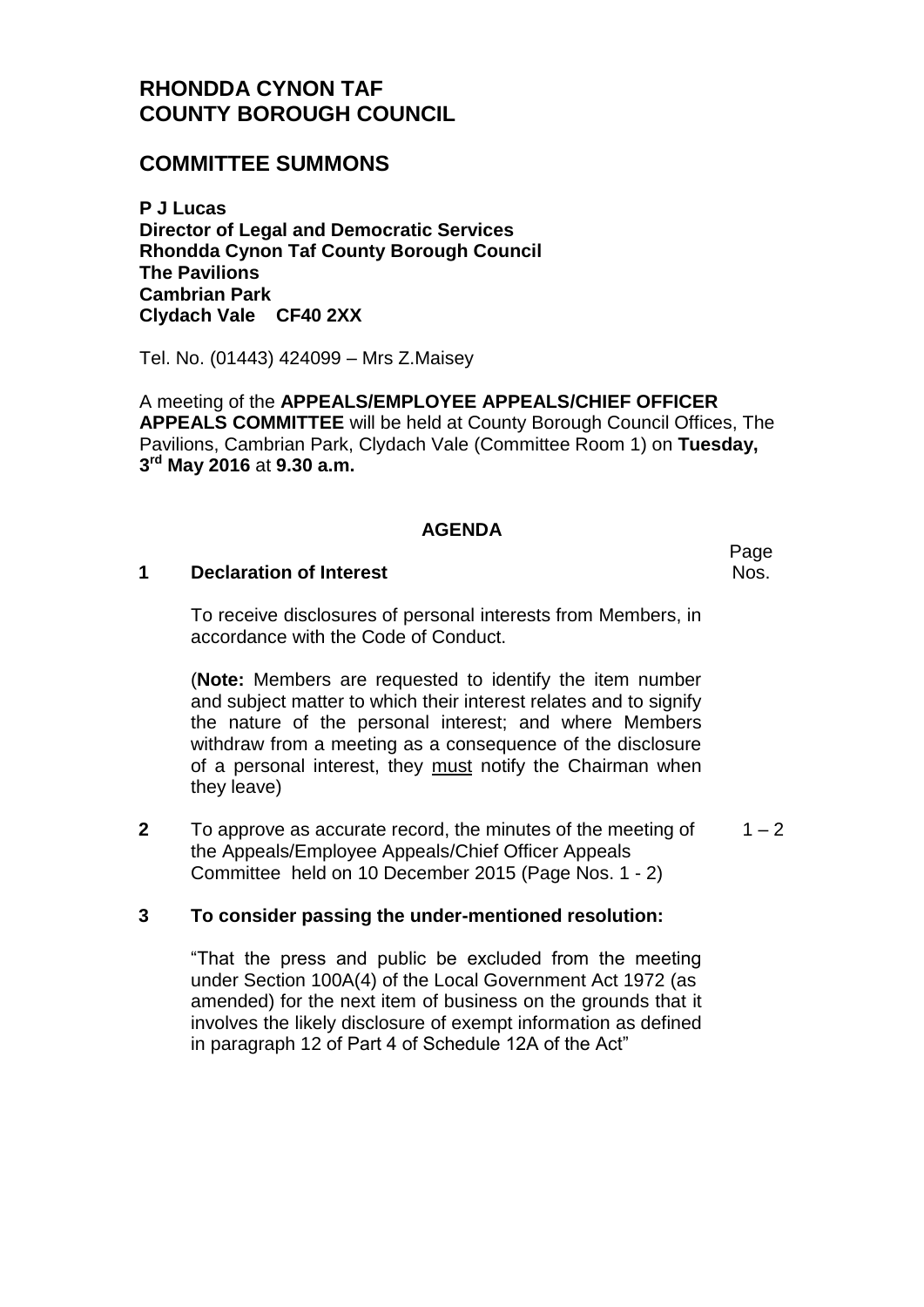# RHONDDA CYNON TAF COUNTY BOROUGH COUNCIL

## COMMITTEE SUMMONS

**P J Lucas**
**Director of Legal and Democratic Services**
**Rhondda Cynon Taf County Borough Council**
**The Pavilions**
**Cambrian Park**
**Clydach Vale CF40 2XX**

Tel. No. (01443) 424099 – Mrs Z.Maisey

A meeting of the **APPEALS/EMPLOYEE APPEALS/CHIEF OFFICER APPEALS COMMITTEE** will be held at County Borough Council Offices, The Pavilions, Cambrian Park, Clydach Vale (Committee Room 1) on **Tuesday, 3rd May 2016** at **9.30 a.m.**

### AGENDA

| | | Page Nos. |
|---|---|---|
| **1** | **Declaration of Interest**<br><br>To receive disclosures of personal interests from Members, in accordance with the Code of Conduct.<br><br>(**Note:** Members are requested to identify the item number and subject matter to which their interest relates and to signify the nature of the personal interest; and where Members withdraw from a meeting as a consequence of the disclosure of a personal interest, they <u>must</u> notify the Chairman when they leave) | |
| **2** | To approve as accurate record, the minutes of the meeting of the Appeals/Employee Appeals/Chief Officer Appeals Committee held on 10 December 2015 (Page Nos. 1 - 2) | 1 – 2 |
| **3** | **To consider passing the under-mentioned resolution:**<br><br>"That the press and public be excluded from the meeting under Section 100A(4) of the Local Government Act 1972 (as amended) for the next item of business on the grounds that it involves the likely disclosure of exempt information as defined in paragraph 12 of Part 4 of Schedule 12A of the Act" | |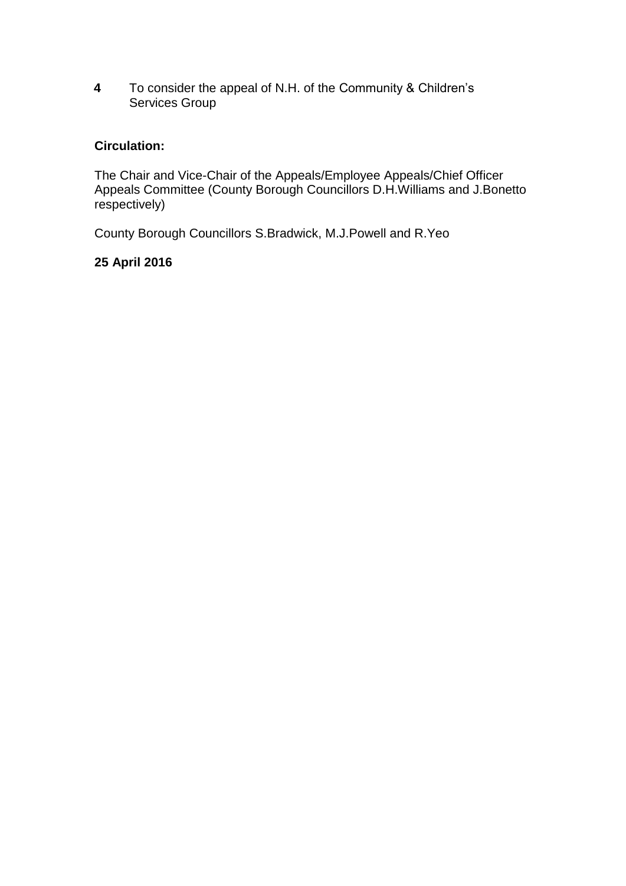**4** To consider the appeal of N.H. of the Community & Children's Services Group

**Circulation:**

The Chair and Vice-Chair of the Appeals/Employee Appeals/Chief Officer Appeals Committee (County Borough Councillors D.H.Williams and J.Bonetto respectively)

County Borough Councillors S.Bradwick, M.J.Powell and R.Yeo

**25 April 2016**